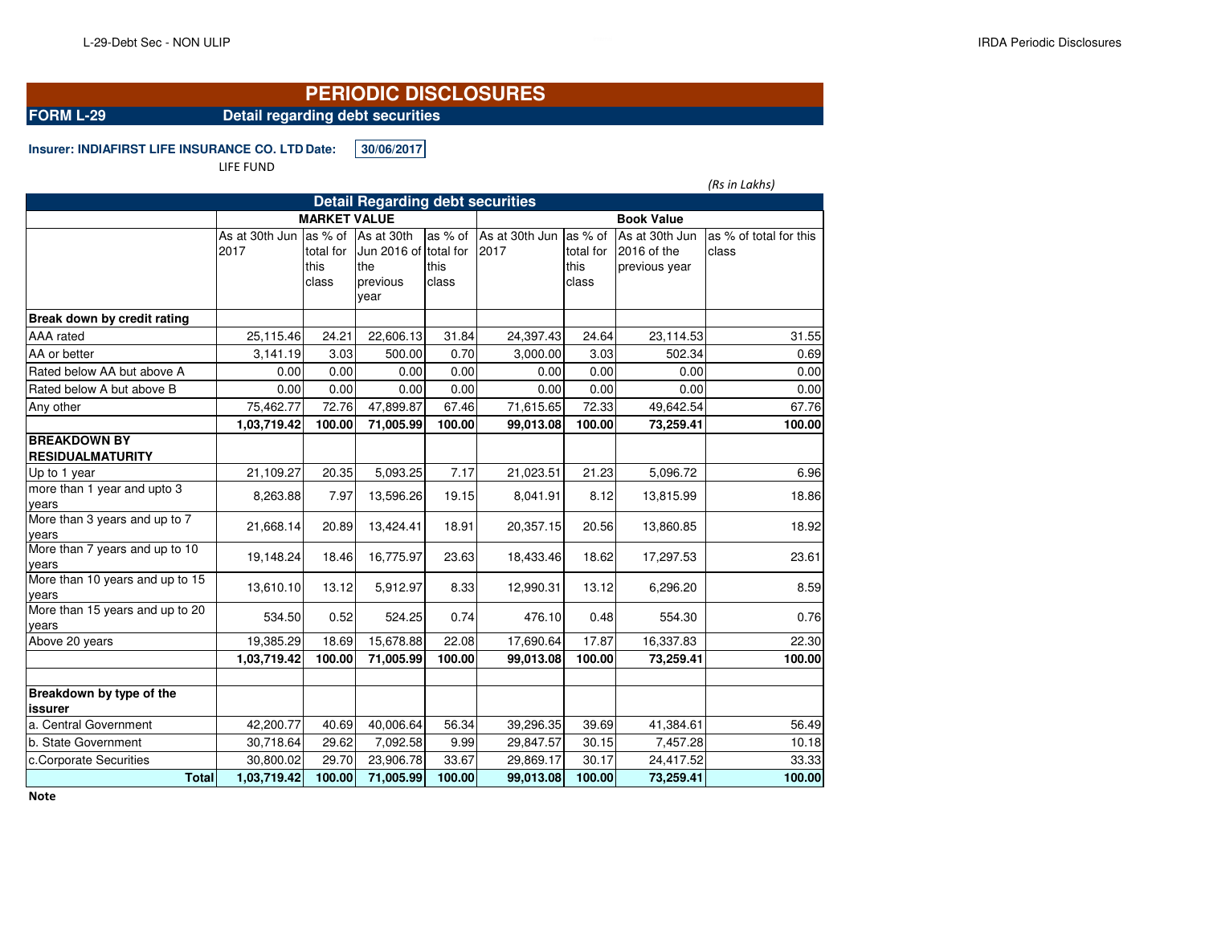# PERIODIC DISCLOSURES

**FORM L-29** **Detail regarding debt securities**

**Insurer: INDIAFIRST LIFE INSURANCE CO. LTD** **Date:** **30/06/2017**

LIFE FUND

*(Rs in Lakhs)*

| Detail Regarding debt securities | | | | | | | | |
|---|---|---|---|---|---|---|---|---|
| | MARKET VALUE | | | | Book Value | | | |
| | As at 30th Jun 2017 | as % of total for this class | As at 30th Jun 2016 of the previous year | as % of total for this class | As at 30th Jun 2017 | as % of total for this class | As at 30th Jun 2016 of the previous year | as % of total for this class |
| **Break down by credit rating** | | | | | | | | |
| AAA rated | 25,115.46 | 24.21 | 22,606.13 | 31.84 | 24,397.43 | 24.64 | 23,114.53 | 31.55 |
| AA or better | 3,141.19 | 3.03 | 500.00 | 0.70 | 3,000.00 | 3.03 | 502.34 | 0.69 |
| Rated below AA but above A | 0.00 | 0.00 | 0.00 | 0.00 | 0.00 | 0.00 | 0.00 | 0.00 |
| Rated below A but above B | 0.00 | 0.00 | 0.00 | 0.00 | 0.00 | 0.00 | 0.00 | 0.00 |
| Any other | 75,462.77 | 72.76 | 47,899.87 | 67.46 | 71,615.65 | 72.33 | 49,642.54 | 67.76 |
| | **1,03,719.42** | **100.00** | **71,005.99** | **100.00** | **99,013.08** | **100.00** | **73,259.41** | **100.00** |
| **BREAKDOWN BY RESIDUALMATURITY** | | | | | | | | |
| Up to 1 year | 21,109.27 | 20.35 | 5,093.25 | 7.17 | 21,023.51 | 21.23 | 5,096.72 | 6.96 |
| more than 1 year and upto 3 years | 8,263.88 | 7.97 | 13,596.26 | 19.15 | 8,041.91 | 8.12 | 13,815.99 | 18.86 |
| More than 3 years and up to 7 years | 21,668.14 | 20.89 | 13,424.41 | 18.91 | 20,357.15 | 20.56 | 13,860.85 | 18.92 |
| More than 7 years and up to 10 years | 19,148.24 | 18.46 | 16,775.97 | 23.63 | 18,433.46 | 18.62 | 17,297.53 | 23.61 |
| More than 10 years and up to 15 years | 13,610.10 | 13.12 | 5,912.97 | 8.33 | 12,990.31 | 13.12 | 6,296.20 | 8.59 |
| More than 15 years and up to 20 years | 534.50 | 0.52 | 524.25 | 0.74 | 476.10 | 0.48 | 554.30 | 0.76 |
| Above 20 years | 19,385.29 | 18.69 | 15,678.88 | 22.08 | 17,690.64 | 17.87 | 16,337.83 | 22.30 |
| | **1,03,719.42** | **100.00** | **71,005.99** | **100.00** | **99,013.08** | **100.00** | **73,259.41** | **100.00** |
| | | | | | | | | |
| **Breakdown by type of the issurer** | | | | | | | | |
| a. Central Government | 42,200.77 | 40.69 | 40,006.64 | 56.34 | 39,296.35 | 39.69 | 41,384.61 | 56.49 |
| b. State Government | 30,718.64 | 29.62 | 7,092.58 | 9.99 | 29,847.57 | 30.15 | 7,457.28 | 10.18 |
| c.Corporate Securities | 30,800.02 | 29.70 | 23,906.78 | 33.67 | 29,869.17 | 30.17 | 24,417.52 | 33.33 |
| **Total** | **1,03,719.42** | **100.00** | **71,005.99** | **100.00** | **99,013.08** | **100.00** | **73,259.41** | **100.00** |

**Note**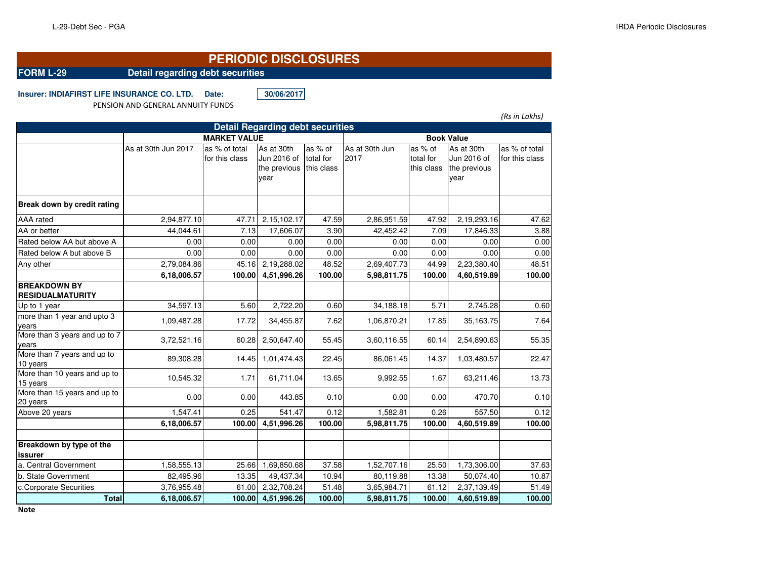# PERIODIC DISCLOSURES

**FORM L-29** **Detail regarding debt securities**

**Insurer: INDIAFIRST LIFE INSURANCE CO. LTD.** **Date:** **30/06/2017**

PENSION AND GENERAL ANNUITY FUNDS

*(Rs in Lakhs)*

**Detail Regarding debt securities**

| | MARKET VALUE | | | | Book Value | | | |
|---|---|---|---|---|---|---|---|---|
| | As at 30th Jun 2017 | as % of total for this class | As at 30th Jun 2016 of the previous year | as % of total for this class | As at 30th Jun 2017 | as % of total for this class | As at 30th Jun 2016 of the previous year | as % of total for this class |
| **Break down by credit rating** | | | | | | | | |
| AAA rated | 2,94,877.10 | 47.71 | 2,15,102.17 | 47.59 | 2,86,951.59 | 47.92 | 2,19,293.16 | 47.62 |
| AA or better | 44,044.61 | 7.13 | 17,606.07 | 3.90 | 42,452.42 | 7.09 | 17,846.33 | 3.88 |
| Rated below AA but above A | 0.00 | 0.00 | 0.00 | 0.00 | 0.00 | 0.00 | 0.00 | 0.00 |
| Rated below A but above B | 0.00 | 0.00 | 0.00 | 0.00 | 0.00 | 0.00 | 0.00 | 0.00 |
| Any other | 2,79,084.86 | 45.16 | 2,19,288.02 | 48.52 | 2,69,407.73 | 44.99 | 2,23,380.40 | 48.51 |
| | **6,18,006.57** | **100.00** | **4,51,996.26** | **100.00** | **5,98,811.75** | **100.00** | **4,60,519.89** | **100.00** |
| **BREAKDOWN BY RESIDUALMATURITY** | | | | | | | | |
| Up to 1 year | 34,597.13 | 5.60 | 2,722.20 | 0.60 | 34,188.18 | 5.71 | 2,745.28 | 0.60 |
| more than 1 year and upto 3 years | 1,09,487.28 | 17.72 | 34,455.87 | 7.62 | 1,06,870.21 | 17.85 | 35,163.75 | 7.64 |
| More than 3 years and up to 7 years | 3,72,521.16 | 60.28 | 2,50,647.40 | 55.45 | 3,60,116.55 | 60.14 | 2,54,890.63 | 55.35 |
| More than 7 years and up to 10 years | 89,308.28 | 14.45 | 1,01,474.43 | 22.45 | 86,061.45 | 14.37 | 1,03,480.57 | 22.47 |
| More than 10 years and up to 15 years | 10,545.32 | 1.71 | 61,711.04 | 13.65 | 9,992.55 | 1.67 | 63,211.46 | 13.73 |
| More than 15 years and up to 20 years | 0.00 | 0.00 | 443.85 | 0.10 | 0.00 | 0.00 | 470.70 | 0.10 |
| Above 20 years | 1,547.41 | 0.25 | 541.47 | 0.12 | 1,582.81 | 0.26 | 557.50 | 0.12 |
| | **6,18,006.57** | **100.00** | **4,51,996.26** | **100.00** | **5,98,811.75** | **100.00** | **4,60,519.89** | **100.00** |
| | | | | | | | | |
| **Breakdown by type of the issuer** | | | | | | | | |
| a. Central Government | 1,58,555.13 | 25.66 | 1,69,850.68 | 37.58 | 1,52,707.16 | 25.50 | 1,73,306.00 | 37.63 |
| b. State Government | 82,495.96 | 13.35 | 49,437.34 | 10.94 | 80,119.88 | 13.38 | 50,074.40 | 10.87 |
| c.Corporate Securities | 3,76,955.48 | 61.00 | 2,32,708.24 | 51.48 | 3,65,984.71 | 61.12 | 2,37,139.49 | 51.49 |
| **Total** | **6,18,006.57** | **100.00** | **4,51,996.26** | **100.00** | **5,98,811.75** | **100.00** | **4,60,519.89** | **100.00** |

**Note**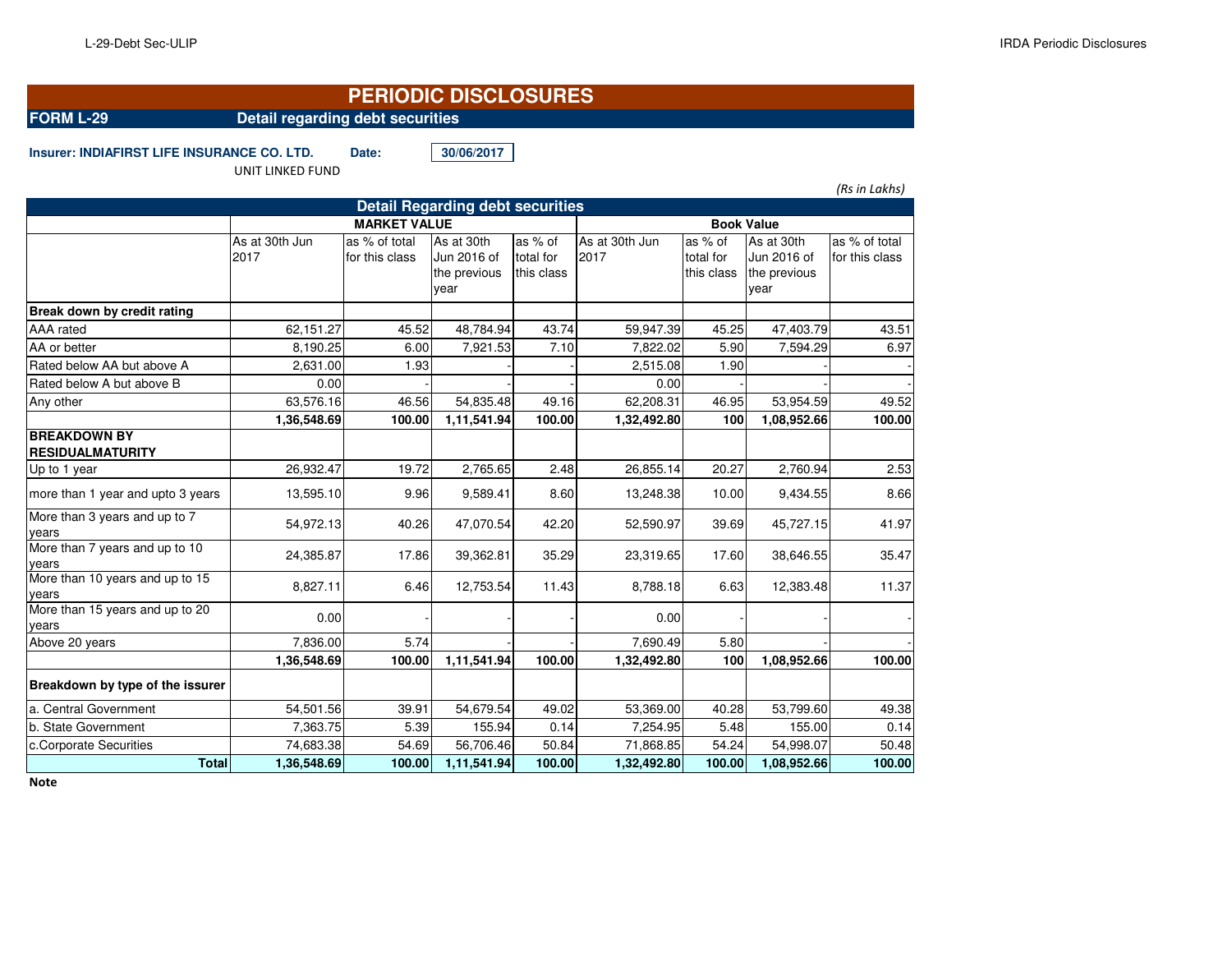# PERIODIC DISCLOSURES

**FORM L-29** **Detail regarding debt securities**

**Insurer: INDIAFIRST LIFE INSURANCE CO. LTD.** **Date:** **30/06/2017**

UNIT LINKED FUND

*(Rs in Lakhs)*

**Detail Regarding debt securities**

| | MARKET VALUE | | | | Book Value | | | |
|---|---|---|---|---|---|---|---|---|
| | As at 30th Jun 2017 | as % of total for this class | As at 30th Jun 2016 of the previous year | as % of total for this class | As at 30th Jun 2017 | as % of total for this class | As at 30th Jun 2016 of the previous year | as % of total for this class |
| **Break down by credit rating** | | | | | | | | |
| AAA rated | 62,151.27 | 45.52 | 48,784.94 | 43.74 | 59,947.39 | 45.25 | 47,403.79 | 43.51 |
| AA or better | 8,190.25 | 6.00 | 7,921.53 | 7.10 | 7,822.02 | 5.90 | 7,594.29 | 6.97 |
| Rated below AA but above A | 2,631.00 | 1.93 | - | - | 2,515.08 | 1.90 | - | - |
| Rated below A but above B | 0.00 | - | - | - | 0.00 | - | - | - |
| Any other | 63,576.16 | 46.56 | 54,835.48 | 49.16 | 62,208.31 | 46.95 | 53,954.59 | 49.52 |
| | **1,36,548.69** | **100.00** | **1,11,541.94** | **100.00** | **1,32,492.80** | **100** | **1,08,952.66** | **100.00** |
| **BREAKDOWN BY RESIDUALMATURITY** | | | | | | | | |
| Up to 1 year | 26,932.47 | 19.72 | 2,765.65 | 2.48 | 26,855.14 | 20.27 | 2,760.94 | 2.53 |
| more than 1 year and upto 3 years | 13,595.10 | 9.96 | 9,589.41 | 8.60 | 13,248.38 | 10.00 | 9,434.55 | 8.66 |
| More than 3 years and up to 7 years | 54,972.13 | 40.26 | 47,070.54 | 42.20 | 52,590.97 | 39.69 | 45,727.15 | 41.97 |
| More than 7 years and up to 10 years | 24,385.87 | 17.86 | 39,362.81 | 35.29 | 23,319.65 | 17.60 | 38,646.55 | 35.47 |
| More than 10 years and up to 15 years | 8,827.11 | 6.46 | 12,753.54 | 11.43 | 8,788.18 | 6.63 | 12,383.48 | 11.37 |
| More than 15 years and up to 20 years | 0.00 | - | - | - | 0.00 | - | - | - |
| Above 20 years | 7,836.00 | 5.74 | - | - | 7,690.49 | 5.80 | - | - |
| | **1,36,548.69** | **100.00** | **1,11,541.94** | **100.00** | **1,32,492.80** | **100** | **1,08,952.66** | **100.00** |
| **Breakdown by type of the issurer** | | | | | | | | |
| a. Central Government | 54,501.56 | 39.91 | 54,679.54 | 49.02 | 53,369.00 | 40.28 | 53,799.60 | 49.38 |
| b. State Government | 7,363.75 | 5.39 | 155.94 | 0.14 | 7,254.95 | 5.48 | 155.00 | 0.14 |
| c.Corporate Securities | 74,683.38 | 54.69 | 56,706.46 | 50.84 | 71,868.85 | 54.24 | 54,998.07 | 50.48 |
| **Total** | **1,36,548.69** | **100.00** | **1,11,541.94** | **100.00** | **1,32,492.80** | **100.00** | **1,08,952.66** | **100.00** |

**Note**